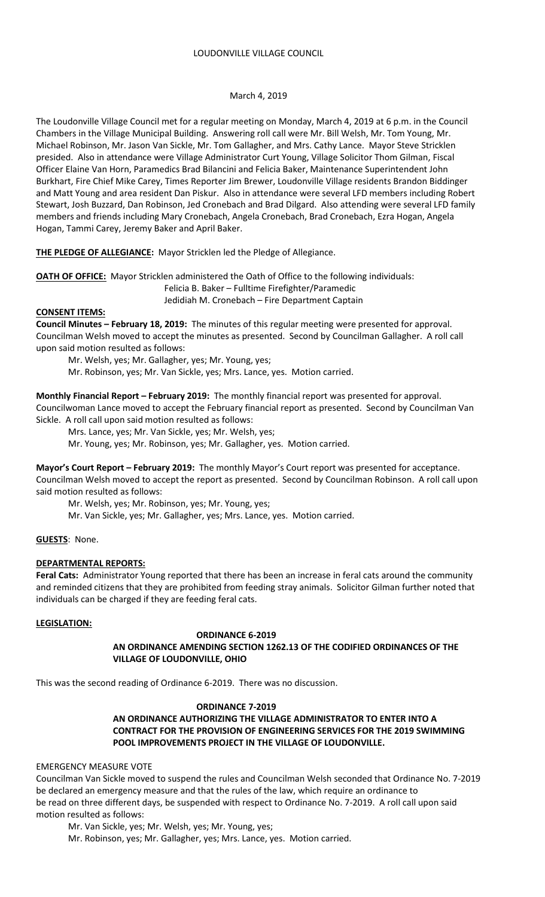# LOUDONVILLE VILLAGE COUNCIL

March 4, 2019

The Loudonville Village Council met for a regular meeting on Monday, March 4, 2019 at 6 p.m. in the Council Chambers in the Village Municipal Building. Answering roll call were Mr. Bill Welsh, Mr. Tom Young, Mr. Michael Robinson, Mr. Jason Van Sickle, Mr. Tom Gallagher, and Mrs. Cathy Lance. Mayor Steve Stricklen presided. Also in attendance were Village Administrator Curt Young, Village Solicitor Thom Gilman, Fiscal Officer Elaine Van Horn, Paramedics Brad Bilancini and Felicia Baker, Maintenance Superintendent John Burkhart, Fire Chief Mike Carey, Times Reporter Jim Brewer, Loudonville Village residents Brandon Biddinger and Matt Young and area resident Dan Piskur. Also in attendance were several LFD members including Robert Stewart, Josh Buzzard, Dan Robinson, Jed Cronebach and Brad Dilgard. Also attending were several LFD family members and friends including Mary Cronebach, Angela Cronebach, Brad Cronebach, Ezra Hogan, Angela Hogan, Tammi Carey, Jeremy Baker and April Baker.

**THE PLEDGE OF ALLEGIANCE:** Mayor Stricklen led the Pledge of Allegiance.

**OATH OF OFFICE:** Mayor Stricklen administered the Oath of Office to the following individuals:
Felicia B. Baker – Fulltime Firefighter/Paramedic
Jedidiah M. Cronebach – Fire Department Captain

**CONSENT ITEMS:**

**Council Minutes – February 18, 2019:** The minutes of this regular meeting were presented for approval. Councilman Welsh moved to accept the minutes as presented. Second by Councilman Gallagher. A roll call upon said motion resulted as follows:

Mr. Welsh, yes; Mr. Gallagher, yes; Mr. Young, yes;
Mr. Robinson, yes; Mr. Van Sickle, yes; Mrs. Lance, yes. Motion carried.

**Monthly Financial Report – February 2019:** The monthly financial report was presented for approval. Councilwoman Lance moved to accept the February financial report as presented. Second by Councilman Van Sickle. A roll call upon said motion resulted as follows:

Mrs. Lance, yes; Mr. Van Sickle, yes; Mr. Welsh, yes;
Mr. Young, yes; Mr. Robinson, yes; Mr. Gallagher, yes. Motion carried.

**Mayor's Court Report – February 2019:** The monthly Mayor's Court report was presented for acceptance. Councilman Welsh moved to accept the report as presented. Second by Councilman Robinson. A roll call upon said motion resulted as follows:

Mr. Welsh, yes; Mr. Robinson, yes; Mr. Young, yes;
Mr. Van Sickle, yes; Mr. Gallagher, yes; Mrs. Lance, yes. Motion carried.

**GUESTS**: None.

**DEPARTMENTAL REPORTS:**

**Feral Cats:** Administrator Young reported that there has been an increase in feral cats around the community and reminded citizens that they are prohibited from feeding stray animals. Solicitor Gilman further noted that individuals can be charged if they are feeding feral cats.

**LEGISLATION:**

**ORDINANCE 6-2019**
**AN ORDINANCE AMENDING SECTION 1262.13 OF THE CODIFIED ORDINANCES OF THE VILLAGE OF LOUDONVILLE, OHIO**

This was the second reading of Ordinance 6-2019. There was no discussion.

**ORDINANCE 7-2019**
**AN ORDINANCE AUTHORIZING THE VILLAGE ADMINISTRATOR TO ENTER INTO A CONTRACT FOR THE PROVISION OF ENGINEERING SERVICES FOR THE 2019 SWIMMING POOL IMPROVEMENTS PROJECT IN THE VILLAGE OF LOUDONVILLE.**

EMERGENCY MEASURE VOTE

Councilman Van Sickle moved to suspend the rules and Councilman Welsh seconded that Ordinance No. 7-2019 be declared an emergency measure and that the rules of the law, which require an ordinance to be read on three different days, be suspended with respect to Ordinance No. 7-2019. A roll call upon said motion resulted as follows:

Mr. Van Sickle, yes; Mr. Welsh, yes; Mr. Young, yes;
Mr. Robinson, yes; Mr. Gallagher, yes; Mrs. Lance, yes. Motion carried.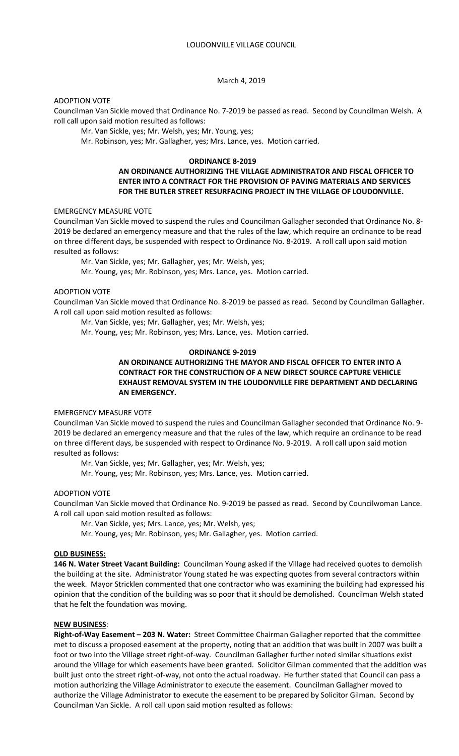ADOPTION VOTE

Councilman Van Sickle moved that Ordinance No. 7-2019 be passed as read. Second by Councilman Welsh. A roll call upon said motion resulted as follows:

Mr. Van Sickle, yes; Mr. Welsh, yes; Mr. Young, yes;
Mr. Robinson, yes; Mr. Gallagher, yes; Mrs. Lance, yes. Motion carried.

**ORDINANCE 8-2019**

**AN ORDINANCE AUTHORIZING THE VILLAGE ADMINISTRATOR AND FISCAL OFFICER TO ENTER INTO A CONTRACT FOR THE PROVISION OF PAVING MATERIALS AND SERVICES FOR THE BUTLER STREET RESURFACING PROJECT IN THE VILLAGE OF LOUDONVILLE.**

EMERGENCY MEASURE VOTE

Councilman Van Sickle moved to suspend the rules and Councilman Gallagher seconded that Ordinance No. 8-2019 be declared an emergency measure and that the rules of the law, which require an ordinance to be read on three different days, be suspended with respect to Ordinance No. 8-2019. A roll call upon said motion resulted as follows:

Mr. Van Sickle, yes; Mr. Gallagher, yes; Mr. Welsh, yes;
Mr. Young, yes; Mr. Robinson, yes; Mrs. Lance, yes. Motion carried.

ADOPTION VOTE

Councilman Van Sickle moved that Ordinance No. 8-2019 be passed as read. Second by Councilman Gallagher. A roll call upon said motion resulted as follows:

Mr. Van Sickle, yes; Mr. Gallagher, yes; Mr. Welsh, yes;
Mr. Young, yes; Mr. Robinson, yes; Mrs. Lance, yes. Motion carried.

**ORDINANCE 9-2019**

**AN ORDINANCE AUTHORIZING THE MAYOR AND FISCAL OFFICER TO ENTER INTO A CONTRACT FOR THE CONSTRUCTION OF A NEW DIRECT SOURCE CAPTURE VEHICLE EXHAUST REMOVAL SYSTEM IN THE LOUDONVILLE FIRE DEPARTMENT AND DECLARING AN EMERGENCY.**

EMERGENCY MEASURE VOTE

Councilman Van Sickle moved to suspend the rules and Councilman Gallagher seconded that Ordinance No. 9-2019 be declared an emergency measure and that the rules of the law, which require an ordinance to be read on three different days, be suspended with respect to Ordinance No. 9-2019. A roll call upon said motion resulted as follows:

Mr. Van Sickle, yes; Mr. Gallagher, yes; Mr. Welsh, yes;
Mr. Young, yes; Mr. Robinson, yes; Mrs. Lance, yes. Motion carried.

ADOPTION VOTE

Councilman Van Sickle moved that Ordinance No. 9-2019 be passed as read. Second by Councilwoman Lance. A roll call upon said motion resulted as follows:

Mr. Van Sickle, yes; Mrs. Lance, yes; Mr. Welsh, yes;
Mr. Young, yes; Mr. Robinson, yes; Mr. Gallagher, yes. Motion carried.

**OLD BUSINESS:**

**146 N. Water Street Vacant Building:** Councilman Young asked if the Village had received quotes to demolish the building at the site. Administrator Young stated he was expecting quotes from several contractors within the week. Mayor Stricklen commented that one contractor who was examining the building had expressed his opinion that the condition of the building was so poor that it should be demolished. Councilman Welsh stated that he felt the foundation was moving.

**NEW BUSINESS:**

**Right-of-Way Easement – 203 N. Water:** Street Committee Chairman Gallagher reported that the committee met to discuss a proposed easement at the property, noting that an addition that was built in 2007 was built a foot or two into the Village street right-of-way. Councilman Gallagher further noted similar situations exist around the Village for which easements have been granted. Solicitor Gilman commented that the addition was built just onto the street right-of-way, not onto the actual roadway. He further stated that Council can pass a motion authorizing the Village Administrator to execute the easement. Councilman Gallagher moved to authorize the Village Administrator to execute the easement to be prepared by Solicitor Gilman. Second by Councilman Van Sickle. A roll call upon said motion resulted as follows: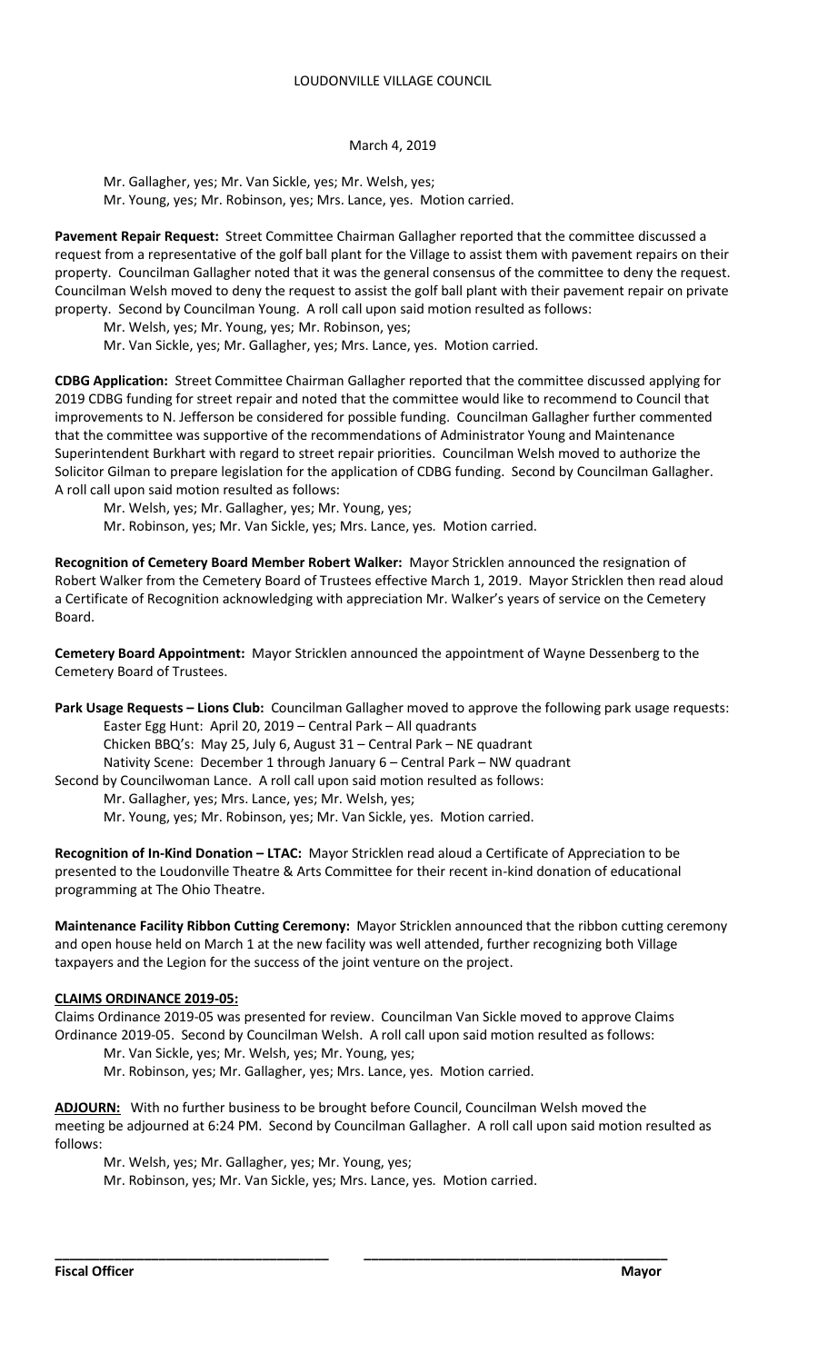LOUDONVILLE VILLAGE COUNCIL

March 4, 2019

Mr. Gallagher, yes; Mr. Van Sickle, yes; Mr. Welsh, yes;
Mr. Young, yes; Mr. Robinson, yes; Mrs. Lance, yes. Motion carried.

**Pavement Repair Request:** Street Committee Chairman Gallagher reported that the committee discussed a request from a representative of the golf ball plant for the Village to assist them with pavement repairs on their property. Councilman Gallagher noted that it was the general consensus of the committee to deny the request. Councilman Welsh moved to deny the request to assist the golf ball plant with their pavement repair on private property. Second by Councilman Young. A roll call upon said motion resulted as follows:

Mr. Welsh, yes; Mr. Young, yes; Mr. Robinson, yes;
Mr. Van Sickle, yes; Mr. Gallagher, yes; Mrs. Lance, yes. Motion carried.

**CDBG Application:** Street Committee Chairman Gallagher reported that the committee discussed applying for 2019 CDBG funding for street repair and noted that the committee would like to recommend to Council that improvements to N. Jefferson be considered for possible funding. Councilman Gallagher further commented that the committee was supportive of the recommendations of Administrator Young and Maintenance Superintendent Burkhart with regard to street repair priorities. Councilman Welsh moved to authorize the Solicitor Gilman to prepare legislation for the application of CDBG funding. Second by Councilman Gallagher. A roll call upon said motion resulted as follows:

Mr. Welsh, yes; Mr. Gallagher, yes; Mr. Young, yes;
Mr. Robinson, yes; Mr. Van Sickle, yes; Mrs. Lance, yes. Motion carried.

**Recognition of Cemetery Board Member Robert Walker:** Mayor Stricklen announced the resignation of Robert Walker from the Cemetery Board of Trustees effective March 1, 2019. Mayor Stricklen then read aloud a Certificate of Recognition acknowledging with appreciation Mr. Walker's years of service on the Cemetery Board.

**Cemetery Board Appointment:** Mayor Stricklen announced the appointment of Wayne Dessenberg to the Cemetery Board of Trustees.

**Park Usage Requests – Lions Club:** Councilman Gallagher moved to approve the following park usage requests:

Easter Egg Hunt: April 20, 2019 – Central Park – All quadrants
Chicken BBQ's: May 25, July 6, August 31 – Central Park – NE quadrant
Nativity Scene: December 1 through January 6 – Central Park – NW quadrant

Second by Councilwoman Lance. A roll call upon said motion resulted as follows:

Mr. Gallagher, yes; Mrs. Lance, yes; Mr. Welsh, yes;
Mr. Young, yes; Mr. Robinson, yes; Mr. Van Sickle, yes. Motion carried.

**Recognition of In-Kind Donation – LTAC:** Mayor Stricklen read aloud a Certificate of Appreciation to be presented to the Loudonville Theatre & Arts Committee for their recent in-kind donation of educational programming at The Ohio Theatre.

**Maintenance Facility Ribbon Cutting Ceremony:** Mayor Stricklen announced that the ribbon cutting ceremony and open house held on March 1 at the new facility was well attended, further recognizing both Village taxpayers and the Legion for the success of the joint venture on the project.

**CLAIMS ORDINANCE 2019-05:**

Claims Ordinance 2019-05 was presented for review. Councilman Van Sickle moved to approve Claims Ordinance 2019-05. Second by Councilman Welsh. A roll call upon said motion resulted as follows:

Mr. Van Sickle, yes; Mr. Welsh, yes; Mr. Young, yes;
Mr. Robinson, yes; Mr. Gallagher, yes; Mrs. Lance, yes. Motion carried.

**ADJOURN:** With no further business to be brought before Council, Councilman Welsh moved the meeting be adjourned at 6:24 PM. Second by Councilman Gallagher. A roll call upon said motion resulted as follows:

Mr. Welsh, yes; Mr. Gallagher, yes; Mr. Young, yes;
Mr. Robinson, yes; Mr. Van Sickle, yes; Mrs. Lance, yes. Motion carried.

_______________________________ _______________________________

**Fiscal Officer** **Mayor**